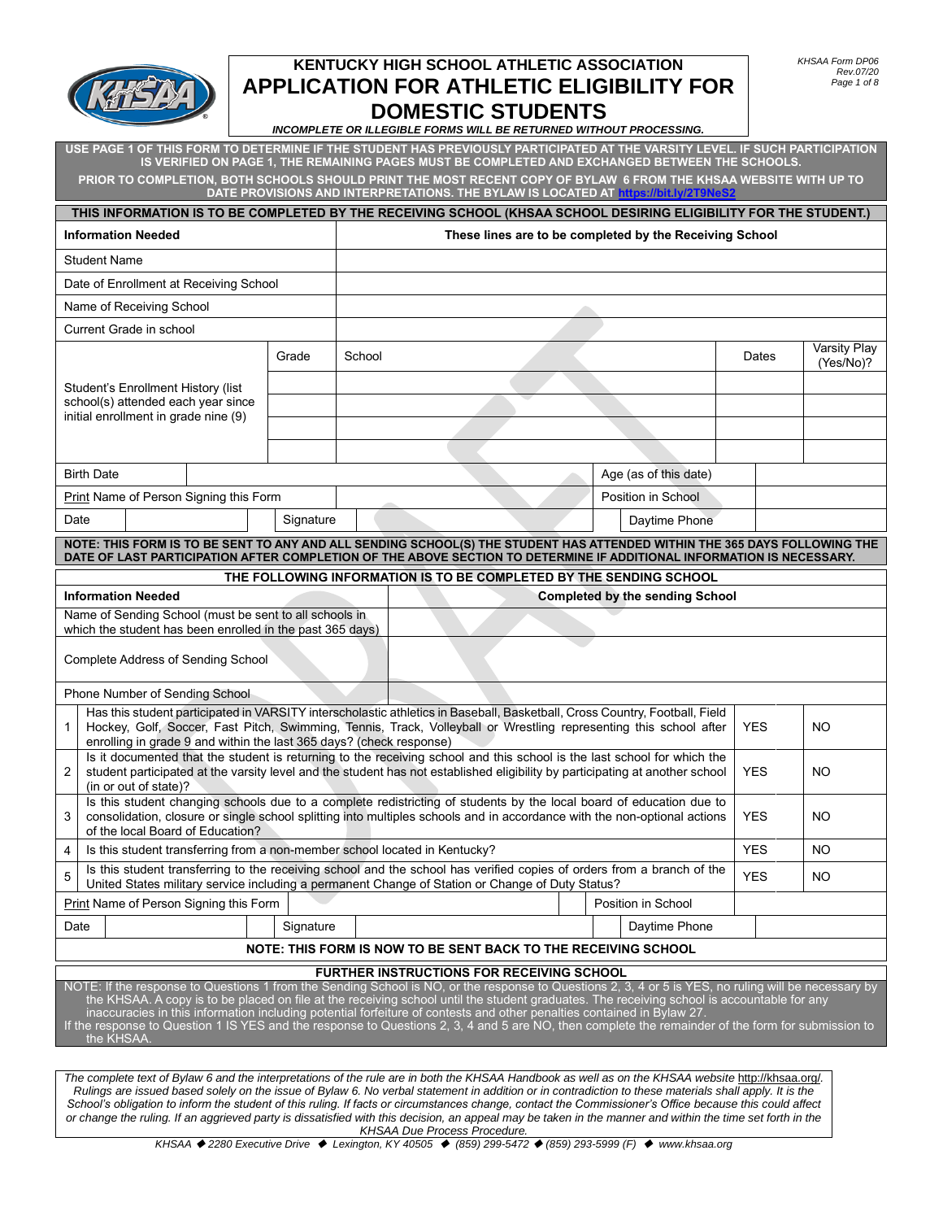KHSAA Form DP06
Rev.07/20

# KENTUCKY HIGH SCHOOL ATHLETIC ASSOCIATION
# APPLICATION FOR ATHLETIC ELIGIBILITY FOR DOMESTIC STUDENTS

***INCOMPLETE OR ILLEGIBLE FORMS WILL BE RETURNED WITHOUT PROCESSING.***

**USE PAGE 1 OF THIS FORM TO DETERMINE IF THE STUDENT HAS PREVIOUSLY PARTICIPATED AT THE VARSITY LEVEL. IF SUCH PARTICIPATION IS VERIFIED ON PAGE 1, THE REMAINING PAGES MUST BE COMPLETED AND EXCHANGED BETWEEN THE SCHOOLS.**

**PRIOR TO COMPLETION, BOTH SCHOOLS SHOULD PRINT THE MOST RECENT COPY OF BYLAW 6 FROM THE KHSAA WEBSITE WITH UP TO DATE PROVISIONS AND INTERPRETATIONS. THE BYLAW IS LOCATED AT https://bit.ly/2T9NeS2**

**THIS INFORMATION IS TO BE COMPLETED BY THE RECEIVING SCHOOL (KHSAA SCHOOL DESIRING ELIGIBILITY FOR THE STUDENT.)**

| **Information Needed** | **These lines are to be completed by the Receiving School** |
|---|---|
| Student Name | |
| Date of Enrollment at Receiving School | |
| Name of Receiving School | |
| Current Grade in school | |

| Student's Enrollment History (list school(s) attended each year since initial enrollment in grade nine (9) | Grade | School | Dates | Varsity Play (Yes/No)? |
|---|---|---|---|---|
| | | | | |
| | | | | |
| | | | | |
| | | | | |

| Birth Date | | Age (as of this date) | |
|---|---|---|---|
| Print Name of Person Signing this Form | | Position in School | |
| Date | Signature | Daytime Phone | |

**NOTE: THIS FORM IS TO BE SENT TO ANY AND ALL SENDING SCHOOL(S) THE STUDENT HAS ATTENDED WITHIN THE 365 DAYS FOLLOWING THE DATE OF LAST PARTICIPATION AFTER COMPLETION OF THE ABOVE SECTION TO DETERMINE IF ADDITIONAL INFORMATION IS NECESSARY.**

**THE FOLLOWING INFORMATION IS TO BE COMPLETED BY THE SENDING SCHOOL**

| **Information Needed** | **Completed by the sending School** |
|---|---|
| Name of Sending School (must be sent to all schools in which the student has been enrolled in the past 365 days) | |
| Complete Address of Sending School | |
| Phone Number of Sending School | |

| # | Question | | |
|---|---|---|---|
| 1 | Has this student participated in VARSITY interscholastic athletics in Baseball, Basketball, Cross Country, Football, Field Hockey, Golf, Soccer, Fast Pitch, Swimming, Tennis, Track, Volleyball or Wrestling representing this school after enrolling in grade 9 and within the last 365 days? (check response) | YES | NO |
| 2 | Is it documented that the student is returning to the receiving school and this school is the last school for which the student participated at the varsity level and the student has not established eligibility by participating at another school (in or out of state)? | YES | NO |
| 3 | Is this student changing schools due to a complete redistricting of students by the local board of education due to consolidation, closure or single school splitting into multiples schools and in accordance with the non-optional actions of the local Board of Education? | YES | NO |
| 4 | Is this student transferring from a non-member school located in Kentucky? | YES | NO |
| 5 | Is this student transferring to the receiving school and the school has verified copies of orders from a branch of the United States military service including a permanent Change of Station or Change of Duty Status? | YES | NO |

| Print Name of Person Signing this Form | | Position in School | |
|---|---|---|---|
| Date | Signature | Daytime Phone | |

**NOTE: THIS FORM IS NOW TO BE SENT BACK TO THE RECEIVING SCHOOL**

**FURTHER INSTRUCTIONS FOR RECEIVING SCHOOL**

NOTE: If the response to Questions 1 from the Sending School is NO, or the response to Questions 2, 3, 4 or 5 is YES, no ruling will be necessary by the KHSAA. A copy is to be placed on file at the receiving school until the student graduates. The receiving school is accountable for any inaccuracies in this information including potential forfeiture of contests and other penalties contained in Bylaw 27.
If the response to Question 1 IS YES and the response to Questions 2, 3, 4 and 5 are NO, then complete the remainder of the form for submission to the KHSAA.

*The complete text of Bylaw 6 and the interpretations of the rule are in both the KHSAA Handbook as well as on the KHSAA website http://khsaa.org/. Rulings are issued based solely on the issue of Bylaw 6. No verbal statement in addition or in contradiction to these materials shall apply. It is the School's obligation to inform the student of this ruling. If facts or circumstances change, contact the Commissioner's Office because this could affect or change the ruling. If an aggrieved party is dissatisfied with this decision, an appeal may be taken in the manner and within the time set forth in the KHSAA Due Process Procedure.*

*KHSAA ◆ 2280 Executive Drive ◆ Lexington, KY 40505 ◆ (859) 299-5472 ◆ (859) 293-5999 (F) ◆ www.khsaa.org*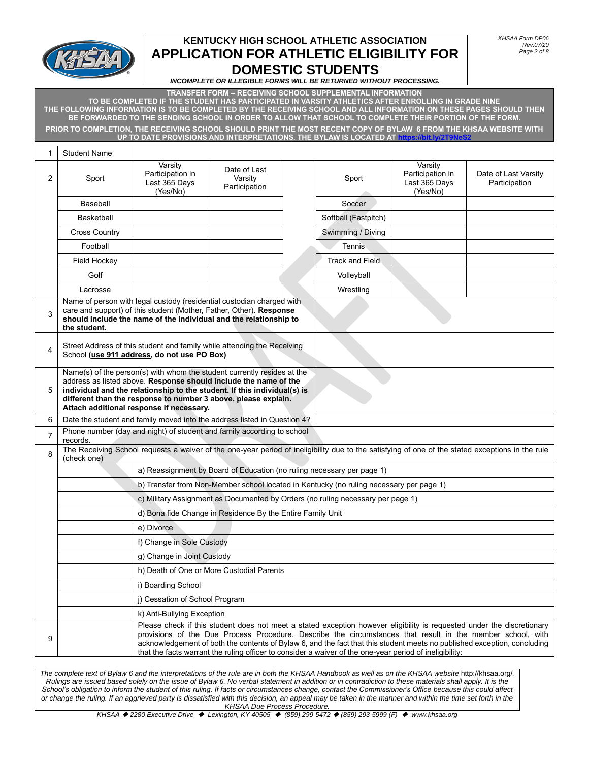# KENTUCKY HIGH SCHOOL ATHLETIC ASSOCIATION

## APPLICATION FOR ATHLETIC ELIGIBILITY FOR DOMESTIC STUDENTS

*KHSAA Form DP06 Rev.07/20*

***INCOMPLETE OR ILLEGIBLE FORMS WILL BE RETURNED WITHOUT PROCESSING.***

**TRANSFER FORM – RECEIVING SCHOOL SUPPLEMENTAL INFORMATION**
**TO BE COMPLETED IF THE STUDENT HAS PARTICIPATED IN VARSITY ATHLETICS AFTER ENROLLING IN GRADE NINE**
**THE FOLLOWING INFORMATION IS TO BE COMPLETED BY THE RECEIVING SCHOOL AND ALL INFORMATION ON THESE PAGES SHOULD THEN BE FORWARDED TO THE SENDING SCHOOL IN ORDER TO ALLOW THAT SCHOOL TO COMPLETE THEIR PORTION OF THE FORM.**

**PRIOR TO COMPLETION, THE RECEIVING SCHOOL SHOULD PRINT THE MOST RECENT COPY OF BYLAW 6 FROM THE KHSAA WEBSITE WITH UP TO DATE PROVISIONS AND INTERPRETATIONS. THE BYLAW IS LOCATED AT https://bit.ly/2T9NeS2**

| | | | | | | | |
|---|---|---|---|---|---|---|---|
| 1 | Student Name | | | | | | |
| 2 | Sport | Varsity Participation in Last 365 Days (Yes/No) | Date of Last Varsity Participation | | Sport | Varsity Participation in Last 365 Days (Yes/No) | Date of Last Varsity Participation |
| | Baseball | | | | Soccer | | |
| | Basketball | | | | Softball (Fastpitch) | | |
| | Cross Country | | | | Swimming / Diving | | |
| | Football | | | | Tennis | | |
| | Field Hockey | | | | Track and Field | | |
| | Golf | | | | Volleyball | | |
| | Lacrosse | | | | Wrestling | | |

| | | |
|---|---|---|
| 3 | Name of person with legal custody (residential custodian charged with care and support) of this student (Mother, Father, Other). **Response should include the name of the individual and the relationship to the student.** | |
| 4 | Street Address of this student and family while attending the Receiving School **(use 911 address, do not use PO Box)** | |
| 5 | Name(s) of the person(s) with whom the student currently resides at the address as listed above. **Response should include the name of the individual and the relationship to the student. If this individual(s) is different than the response to number 3 above, please explain. Attach additional response if necessary.** | |
| 6 | Date the student and family moved into the address listed in Question 4? | |
| 7 | Phone number (day and night) of student and family according to school records. | |

| | | |
|---|---|---|
| 8 | The Receiving School requests a waiver of the one-year period of ineligibility due to the satisfying of one of the stated exceptions in the rule (check one) | |
| | | a) Reassignment by Board of Education (no ruling necessary per page 1) |
| | | b) Transfer from Non-Member school located in Kentucky (no ruling necessary per page 1) |
| | | c) Military Assignment as Documented by Orders (no ruling necessary per page 1) |
| | | d) Bona fide Change in Residence By the Entire Family Unit |
| | | e) Divorce |
| | | f) Change in Sole Custody |
| | | g) Change in Joint Custody |
| | | h) Death of One or More Custodial Parents |
| | | i) Boarding School |
| | | j) Cessation of School Program |
| | | k) Anti-Bullying Exception |
| 9 | | Please check if this student does not meet a stated exception however eligibility is requested under the discretionary provisions of the Due Process Procedure. Describe the circumstances that result in the member school, with acknowledgement of both the contents of Bylaw 6, and the fact that this student meets no published exception, concluding that the facts warrant the ruling officer to consider a waiver of the one-year period of ineligibility: |

*The complete text of Bylaw 6 and the interpretations of the rule are in both the KHSAA Handbook as well as on the KHSAA website http://khsaa.org/. Rulings are issued based solely on the issue of Bylaw 6. No verbal statement in addition or in contradiction to these materials shall apply. It is the School's obligation to inform the student of this ruling. If facts or circumstances change, contact the Commissioner's Office because this could affect or change the ruling. If an aggrieved party is dissatisfied with this decision, an appeal may be taken in the manner and within the time set forth in the KHSAA Due Process Procedure.*

*KHSAA ◆ 2280 Executive Drive ◆ Lexington, KY 40505 ◆ (859) 299-5472 ◆ (859) 293-5999 (F) ◆ www.khsaa.org*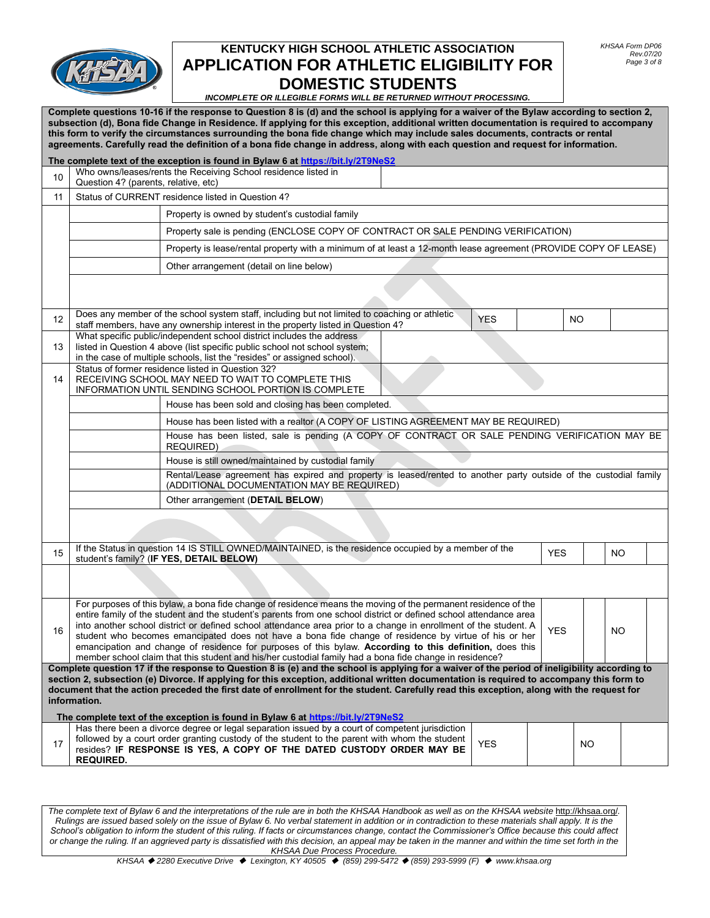# KENTUCKY HIGH SCHOOL ATHLETIC ASSOCIATION
# APPLICATION FOR ATHLETIC ELIGIBILITY FOR DOMESTIC STUDENTS

*KHSAA Form DP06*
*Rev.07/20*

***INCOMPLETE OR ILLEGIBLE FORMS WILL BE RETURNED WITHOUT PROCESSING.***

**Complete questions 10-16 if the response to Question 8 is (d) and the school is applying for a waiver of the Bylaw according to section 2, subsection (d), Bona fide Change in Residence. If applying for this exception, additional written documentation is required to accompany this form to verify the circumstances surrounding the bona fide change which may include sales documents, contracts or rental agreements. Carefully read the definition of a bona fide change in address, along with each question and request for information.**

**The complete text of the exception is found in Bylaw 6 at https://bit.ly/2T9NeS2**

| | | |
|---|---|---|
| 10 | Who owns/leases/rents the Receiving School residence listed in Question 4? (parents, relative, etc) | |
| 11 | Status of CURRENT residence listed in Question 4? | |
| | | Property is owned by student's custodial family |
| | | Property sale is pending (ENCLOSE COPY OF CONTRACT OR SALE PENDING VERIFICATION) |
| | | Property is lease/rental property with a minimum of at least a 12-month lease agreement (PROVIDE COPY OF LEASE) |
| | | Other arrangement (detail on line below) |
| | | |
| 12 | Does any member of the school system staff, including but not limited to coaching or athletic staff members, have any ownership interest in the property listed in Question 4? | YES ___ NO ___ |
| 13 | What specific public/independent school district includes the address listed in Question 4 above (list specific public school not school system; in the case of multiple schools, list the "resides" or assigned school). | |
| 14 | Status of former residence listed in Question 32? RECEIVING SCHOOL MAY NEED TO WAIT TO COMPLETE THIS INFORMATION UNTIL SENDING SCHOOL PORTION IS COMPLETE | |
| | | House has been sold and closing has been completed. |
| | | House has been listed with a realtor (A COPY OF LISTING AGREEMENT MAY BE REQUIRED) |
| | | House has been listed, sale is pending (A COPY OF CONTRACT OR SALE PENDING VERIFICATION MAY BE REQUIRED) |
| | | House is still owned/maintained by custodial family |
| | | Rental/Lease agreement has expired and property is leased/rented to another party outside of the custodial family (ADDITIONAL DOCUMENTATION MAY BE REQUIRED) |
| | | Other arrangement (**DETAIL BELOW**) |
| | | |
| 15 | If the Status in question 14 IS STILL OWNED/MAINTAINED, is the residence occupied by a member of the student's family? (**IF YES, DETAIL BELOW**) | YES ___ NO ___ |
| | | |
| 16 | For purposes of this bylaw, a bona fide change of residence means the moving of the permanent residence of the entire family of the student and the student's parents from one school district or defined school attendance area into another school district or defined school attendance area prior to a change in enrollment of the student. A student who becomes emancipated does not have a bona fide change of residence by virtue of his or her emancipation and change of residence for purposes of this bylaw. **According to this definition,** does this member school claim that this student and his/her custodial family had a bona fide change in residence? | YES ___ NO ___ |

**Complete question 17 if the response to Question 8 is (e) and the school is applying for a waiver of the period of ineligibility according to section 2, subsection (e) Divorce. If applying for this exception, additional written documentation is required to accompany this form to document that the action preceded the first date of enrollment for the student. Carefully read this exception, along with the request for information.**

**The complete text of the exception is found in Bylaw 6 at https://bit.ly/2T9NeS2**

| | | |
|---|---|---|
| 17 | Has there been a divorce degree or legal separation issued by a court of competent jurisdiction followed by a court order granting custody of the student to the parent with whom the student resides? **IF RESPONSE IS YES, A COPY OF THE DATED CUSTODY ORDER MAY BE REQUIRED.** | YES ___ NO ___ |

*The complete text of Bylaw 6 and the interpretations of the rule are in both the KHSAA Handbook as well as on the KHSAA website http://khsaa.org/. Rulings are issued based solely on the issue of Bylaw 6. No verbal statement in addition or in contradiction to these materials shall apply. It is the School's obligation to inform the student of this ruling. If facts or circumstances change, contact the Commissioner's Office because this could affect or change the ruling. If an aggrieved party is dissatisfied with this decision, an appeal may be taken in the manner and within the time set forth in the KHSAA Due Process Procedure.*

*KHSAA ◆ 2280 Executive Drive ◆ Lexington, KY 40505 ◆ (859) 299-5472 ◆ (859) 293-5999 (F) ◆ www.khsaa.org*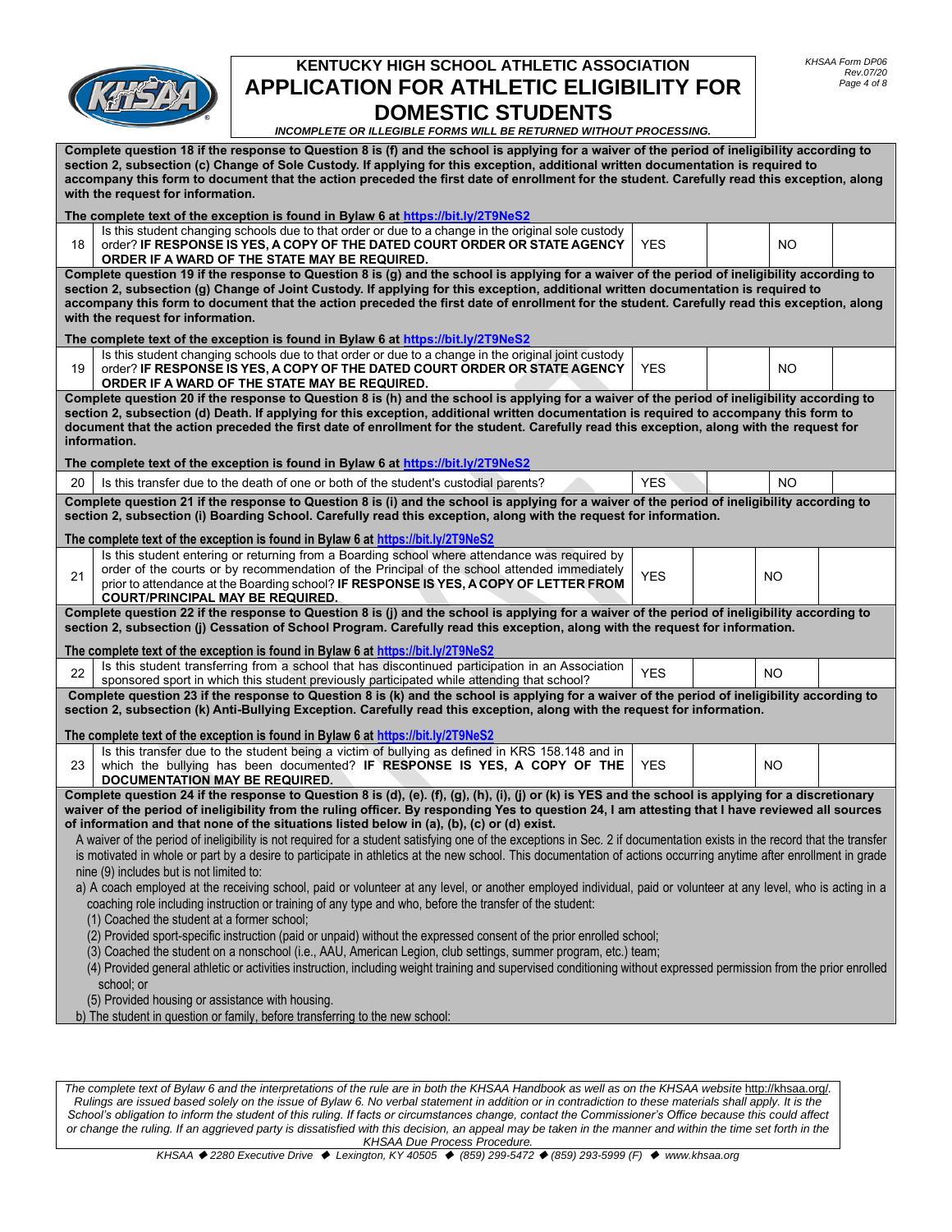# KENTUCKY HIGH SCHOOL ATHLETIC ASSOCIATION
# APPLICATION FOR ATHLETIC ELIGIBILITY FOR DOMESTIC STUDENTS

*INCOMPLETE OR ILLEGIBLE FORMS WILL BE RETURNED WITHOUT PROCESSING.*

**Complete question 18 if the response to Question 8 is (f) and the school is applying for a waiver of the period of ineligibility according to section 2, subsection (c) Change of Sole Custody. If applying for this exception, additional written documentation is required to accompany this form to document that the action preceded the first date of enrollment for the student. Carefully read this exception, along with the request for information.**

**The complete text of the exception is found in Bylaw 6 at https://bit.ly/2T9NeS2**

| | | | | | |
|---|---|---|---|---|---|
| 18 | Is this student changing schools due to that order or due to a change in the original sole custody order? **IF RESPONSE IS YES, A COPY OF THE DATED COURT ORDER OR STATE AGENCY ORDER IF A WARD OF THE STATE MAY BE REQUIRED.** | YES | | NO | |

**Complete question 19 if the response to Question 8 is (g) and the school is applying for a waiver of the period of ineligibility according to section 2, subsection (g) Change of Joint Custody. If applying for this exception, additional written documentation is required to accompany this form to document that the action preceded the first date of enrollment for the student. Carefully read this exception, along with the request for information.**

**The complete text of the exception is found in Bylaw 6 at https://bit.ly/2T9NeS2**

| | | | | | |
|---|---|---|---|---|---|
| 19 | Is this student changing schools due to that order or due to a change in the original joint custody order? **IF RESPONSE IS YES, A COPY OF THE DATED COURT ORDER OR STATE AGENCY ORDER IF A WARD OF THE STATE MAY BE REQUIRED.** | YES | | NO | |

**Complete question 20 if the response to Question 8 is (h) and the school is applying for a waiver of the period of ineligibility according to section 2, subsection (d) Death. If applying for this exception, additional written documentation is required to accompany this form to document that the action preceded the first date of enrollment for the student. Carefully read this exception, along with the request for information.**

**The complete text of the exception is found in Bylaw 6 at https://bit.ly/2T9NeS2**

| | | | | | |
|---|---|---|---|---|---|
| 20 | Is this transfer due to the death of one or both of the student's custodial parents? | YES | | NO | |

**Complete question 21 if the response to Question 8 is (i) and the school is applying for a waiver of the period of ineligibility according to section 2, subsection (i) Boarding School. Carefully read this exception, along with the request for information.**

**The complete text of the exception is found in Bylaw 6 at https://bit.ly/2T9NeS2**

| | | | | | |
|---|---|---|---|---|---|
| 21 | Is this student entering or returning from a Boarding school where attendance was required by order of the courts or by recommendation of the Principal of the school attended immediately prior to attendance at the Boarding school? **IF RESPONSE IS YES, A COPY OF LETTER FROM COURT/PRINCIPAL MAY BE REQUIRED.** | YES | | NO | |

**Complete question 22 if the response to Question 8 is (j) and the school is applying for a waiver of the period of ineligibility according to section 2, subsection (j) Cessation of School Program. Carefully read this exception, along with the request for information.**

**The complete text of the exception is found in Bylaw 6 at https://bit.ly/2T9NeS2**

| | | | | | |
|---|---|---|---|---|---|
| 22 | Is this student transferring from a school that has discontinued participation in an Association sponsored sport in which this student previously participated while attending that school? | YES | | NO | |

**Complete question 23 if the response to Question 8 is (k) and the school is applying for a waiver of the period of ineligibility according to section 2, subsection (k) Anti-Bullying Exception. Carefully read this exception, along with the request for information.**

**The complete text of the exception is found in Bylaw 6 at https://bit.ly/2T9NeS2**

| | | | | | |
|---|---|---|---|---|---|
| 23 | Is this transfer due to the student being a victim of bullying as defined in KRS 158.148 and in which the bullying has been documented? **IF RESPONSE IS YES, A COPY OF THE DOCUMENTATION MAY BE REQUIRED.** | YES | | NO | |

**Complete question 24 if the response to Question 8 is (d), (e). (f), (g), (h), (i), (j) or (k) is YES and the school is applying for a discretionary waiver of the period of ineligibility from the ruling officer. By responding Yes to question 24, I am attesting that I have reviewed all sources of information and that none of the situations listed below in (a), (b), (c) or (d) exist.**

A waiver of the period of ineligibility is not required for a student satisfying one of the exceptions in Sec. 2 if documentation exists in the record that the transfer is motivated in whole or part by a desire to participate in athletics at the new school. This documentation of actions occurring anytime after enrollment in grade nine (9) includes but is not limited to:

a) A coach employed at the receiving school, paid or volunteer at any level, or another employed individual, paid or volunteer at any level, who is acting in a coaching role including instruction or training of any type and who, before the transfer of the student:
   - (1) Coached the student at a former school;
   - (2) Provided sport-specific instruction (paid or unpaid) without the expressed consent of the prior enrolled school;
   - (3) Coached the student on a nonschool (i.e., AAU, American Legion, club settings, summer program, etc.) team;
   - (4) Provided general athletic or activities instruction, including weight training and supervised conditioning without expressed permission from the prior enrolled school; or
   - (5) Provided housing or assistance with housing.

b) The student in question or family, before transferring to the new school:

*The complete text of Bylaw 6 and the interpretations of the rule are in both the KHSAA Handbook as well as on the KHSAA website http://khsaa.org/. Rulings are issued based solely on the issue of Bylaw 6. No verbal statement in addition or in contradiction to these materials shall apply. It is the School's obligation to inform the student of this ruling. If facts or circumstances change, contact the Commissioner's Office because this could affect or change the ruling. If an aggrieved party is dissatisfied with this decision, an appeal may be taken in the manner and within the time set forth in the KHSAA Due Process Procedure.*

*KHSAA ◆ 2280 Executive Drive ◆ Lexington, KY 40505 ◆ (859) 299-5472 ◆ (859) 293-5999 (F) ◆ www.khsaa.org*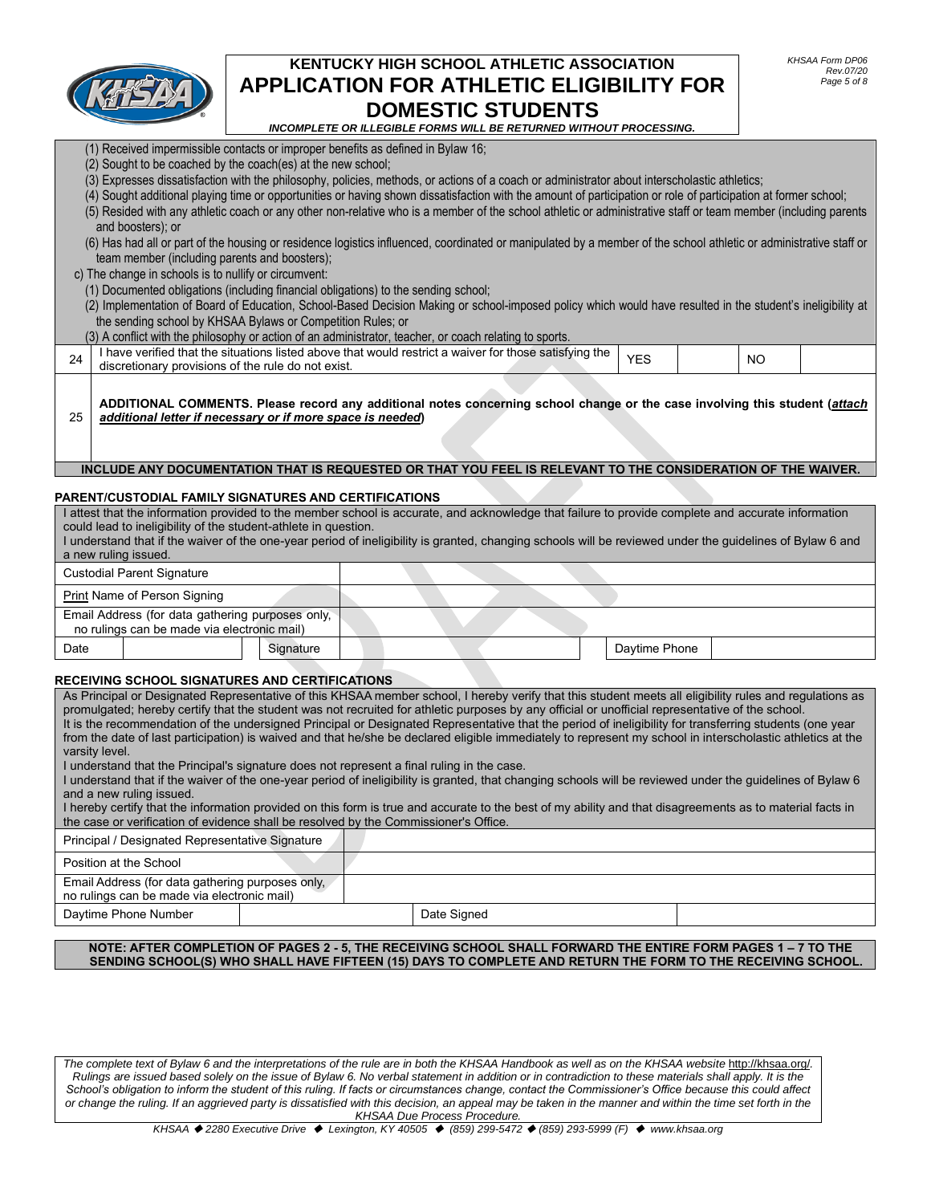# KENTUCKY HIGH SCHOOL ATHLETIC ASSOCIATION
# APPLICATION FOR ATHLETIC ELIGIBILITY FOR DOMESTIC STUDENTS

***INCOMPLETE OR ILLEGIBLE FORMS WILL BE RETURNED WITHOUT PROCESSING.***

*KHSAA Form DP06*
*Rev.07/20*

(1) Received impermissible contacts or improper benefits as defined in Bylaw 16;
(2) Sought to be coached by the coach(es) at the new school;
(3) Expresses dissatisfaction with the philosophy, policies, methods, or actions of a coach or administrator about interscholastic athletics;
(4) Sought additional playing time or opportunities or having shown dissatisfaction with the amount of participation or role of participation at former school;
(5) Resided with any athletic coach or any other non-relative who is a member of the school athletic or administrative staff or team member (including parents and boosters); or
(6) Has had all or part of the housing or residence logistics influenced, coordinated or manipulated by a member of the school athletic or administrative staff or team member (including parents and boosters);

c) The change in schools is to nullify or circumvent:
(1) Documented obligations (including financial obligations) to the sending school;
(2) Implementation of Board of Education, School-Based Decision Making or school-imposed policy which would have resulted in the student's ineligibility at the sending school by KHSAA Bylaws or Competition Rules; or
(3) A conflict with the philosophy or action of an administrator, teacher, or coach relating to sports.

| | | | | | |
|---|---|---|---|---|---|
| 24 | I have verified that the situations listed above that would restrict a waiver for those satisfying the discretionary provisions of the rule do not exist. | YES | | NO | |
| 25 | **ADDITIONAL COMMENTS. Please record any additional notes concerning school change or the case involving this student (*attach additional letter if necessary or if more space is needed*)** | | | | |

**INCLUDE ANY DOCUMENTATION THAT IS REQUESTED OR THAT YOU FEEL IS RELEVANT TO THE CONSIDERATION OF THE WAIVER.**

## PARENT/CUSTODIAL FAMILY SIGNATURES AND CERTIFICATIONS

I attest that the information provided to the member school is accurate, and acknowledge that failure to provide complete and accurate information could lead to ineligibility of the student-athlete in question.
I understand that if the waiver of the one-year period of ineligibility is granted, changing schools will be reviewed under the guidelines of Bylaw 6 and a new ruling issued.

| | | | | | |
|---|---|---|---|---|---|
| Custodial Parent Signature | | | | | |
| Print Name of Person Signing | | | | | |
| Email Address (for data gathering purposes only, no rulings can be made via electronic mail) | | | | | |
| Date | | Signature | | Daytime Phone | |

## RECEIVING SCHOOL SIGNATURES AND CERTIFICATIONS

As Principal or Designated Representative of this KHSAA member school, I hereby verify that this student meets all eligibility rules and regulations as promulgated; hereby certify that the student was not recruited for athletic purposes by any official or unofficial representative of the school.
It is the recommendation of the undersigned Principal or Designated Representative that the period of ineligibility for transferring students (one year from the date of last participation) is waived and that he/she be declared eligible immediately to represent my school in interscholastic athletics at the varsity level.
I understand that the Principal's signature does not represent a final ruling in the case.
I understand that if the waiver of the one-year period of ineligibility is granted, that changing schools will be reviewed under the guidelines of Bylaw 6 and a new ruling issued.
I hereby certify that the information provided on this form is true and accurate to the best of my ability and that disagreements as to material facts in the case or verification of evidence shall be resolved by the Commissioner's Office.

| | | | |
|---|---|---|---|
| Principal / Designated Representative Signature | | | |
| Position at the School | | | |
| Email Address (for data gathering purposes only, no rulings can be made via electronic mail) | | | |
| Daytime Phone Number | | Date Signed | |

**NOTE: AFTER COMPLETION OF PAGES 2 - 5, THE RECEIVING SCHOOL SHALL FORWARD THE ENTIRE FORM PAGES 1 – 7 TO THE SENDING SCHOOL(S) WHO SHALL HAVE FIFTEEN (15) DAYS TO COMPLETE AND RETURN THE FORM TO THE RECEIVING SCHOOL.**

*The complete text of Bylaw 6 and the interpretations of the rule are in both the KHSAA Handbook as well as on the KHSAA website http://khsaa.org/. Rulings are issued based solely on the issue of Bylaw 6. No verbal statement in addition or in contradiction to these materials shall apply. It is the School's obligation to inform the student of this ruling. If facts or circumstances change, contact the Commissioner's Office because this could affect or change the ruling. If an aggrieved party is dissatisfied with this decision, an appeal may be taken in the manner and within the time set forth in the KHSAA Due Process Procedure.*

*KHSAA ◆ 2280 Executive Drive ◆ Lexington, KY 40505 ◆ (859) 299-5472 ◆ (859) 293-5999 (F) ◆ www.khsaa.org*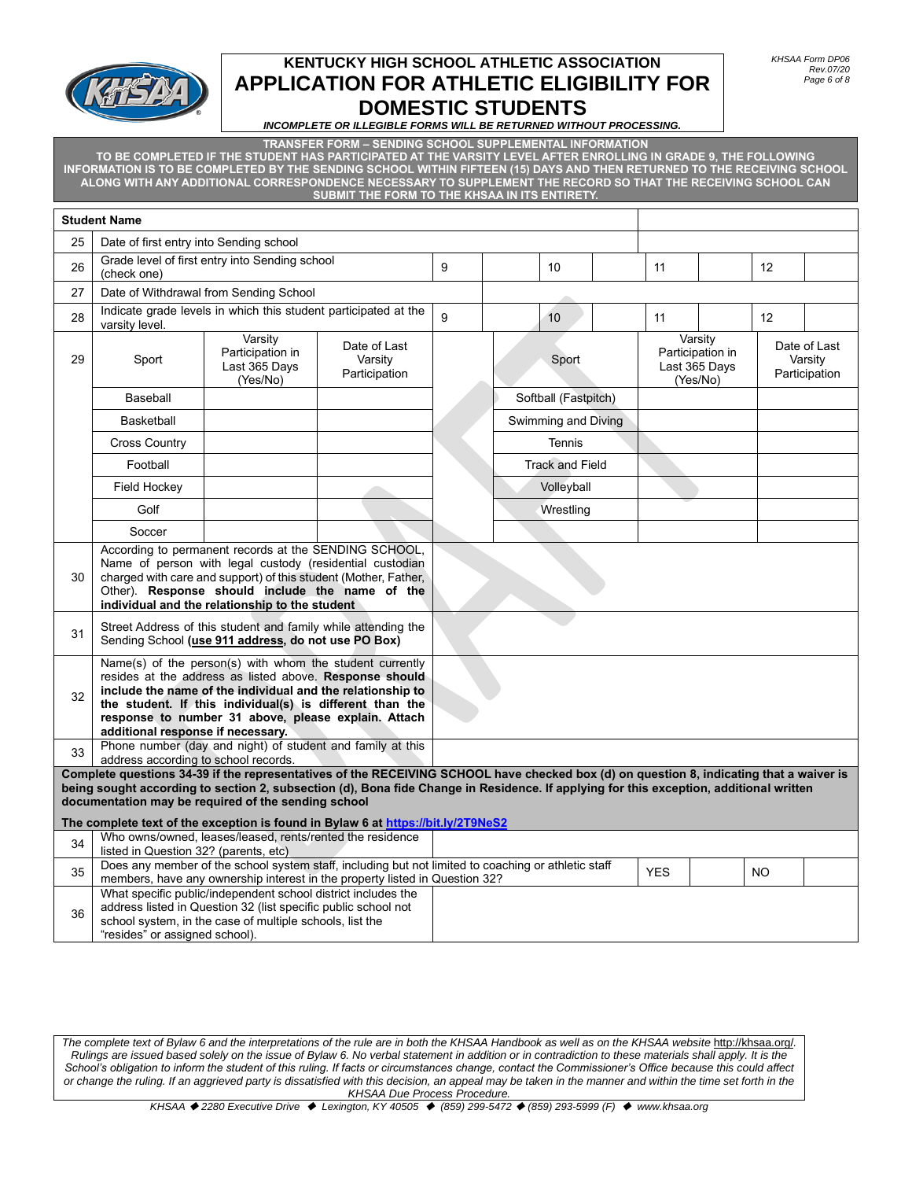KHSAA Form DP06
Rev.07/20

# KENTUCKY HIGH SCHOOL ATHLETIC ASSOCIATION
# APPLICATION FOR ATHLETIC ELIGIBILITY FOR DOMESTIC STUDENTS

***INCOMPLETE OR ILLEGIBLE FORMS WILL BE RETURNED WITHOUT PROCESSING.***

**TRANSFER FORM – SENDING SCHOOL SUPPLEMENTAL INFORMATION**
**TO BE COMPLETED IF THE STUDENT HAS PARTICIPATED AT THE VARSITY LEVEL AFTER ENROLLING IN GRADE 9, THE FOLLOWING INFORMATION IS TO BE COMPLETED BY THE SENDING SCHOOL WITHIN FIFTEEN (15) DAYS AND THEN RETURNED TO THE RECEIVING SCHOOL ALONG WITH ANY ADDITIONAL CORRESPONDENCE NECESSARY TO SUPPLEMENT THE RECORD SO THAT THE RECEIVING SCHOOL CAN SUBMIT THE FORM TO THE KHSAA IN ITS ENTIRETY.**

| | **Student Name** | | | | | | | | |
|---|---|---|---|---|---|---|---|---|---|
| 25 | Date of first entry into Sending school | | | | | | | | |
| 26 | Grade level of first entry into Sending school (check one) | 9 | | 10 | | 11 | | 12 | |
| 27 | Date of Withdrawal from Sending School | | | | | | | | |
| 28 | Indicate grade levels in which this student participated at the varsity level. | 9 | | 10 | | 11 | | 12 | |

| 29 | Sport | Varsity Participation in Last 365 Days (Yes/No) | Date of Last Varsity Participation | Sport | Varsity Participation in Last 365 Days (Yes/No) | Date of Last Varsity Participation |
|---|---|---|---|---|---|---|
| | Baseball | | | Softball (Fastpitch) | | |
| | Basketball | | | Swimming and Diving | | |
| | Cross Country | | | Tennis | | |
| | Football | | | Track and Field | | |
| | Field Hockey | | | Volleyball | | |
| | Golf | | | Wrestling | | |
| | Soccer | | | | | |

| | | |
|---|---|---|
| 30 | According to permanent records at the SENDING SCHOOL, Name of person with legal custody (residential custodian charged with care and support) of this student (Mother, Father, Other). **Response should include the name of the individual and the relationship to the student** | |
| 31 | Street Address of this student and family while attending the Sending School **(use 911 address, do not use PO Box)** | |
| 32 | Name(s) of the person(s) with whom the student currently resides at the address as listed above. **Response should include the name of the individual and the relationship to the student. If this individual(s) is different than the response to number 31 above, please explain. Attach additional response if necessary.** | |
| 33 | Phone number (day and night) of student and family at this address according to school records. | |

**Complete questions 34-39 if the representatives of the RECEIVING SCHOOL have checked box (d) on question 8, indicating that a waiver is being sought according to section 2, subsection (d), Bona fide Change in Residence. If applying for this exception, additional written documentation may be required of the sending school**

**The complete text of the exception is found in Bylaw 6 at [https://bit.ly/2T9NeS2](https://bit.ly/2T9NeS2)**

| | | | | | |
|---|---|---|---|---|---|
| 34 | Who owns/owned, leases/leased, rents/rented the residence listed in Question 32? (parents, etc) | | | | |
| 35 | Does any member of the school system staff, including but not limited to coaching or athletic staff members, have any ownership interest in the property listed in Question 32? | YES | | NO | |
| 36 | What specific public/independent school district includes the address listed in Question 32 (list specific public school not school system, in the case of multiple schools, list the "resides" or assigned school). | | | | |

*The complete text of Bylaw 6 and the interpretations of the rule are in both the KHSAA Handbook as well as on the KHSAA website http://khsaa.org/. Rulings are issued based solely on the issue of Bylaw 6. No verbal statement in addition or in contradiction to these materials shall apply. It is the School's obligation to inform the student of this ruling. If facts or circumstances change, contact the Commissioner's Office because this could affect or change the ruling. If an aggrieved party is dissatisfied with this decision, an appeal may be taken in the manner and within the time set forth in the KHSAA Due Process Procedure.*

*KHSAA ◆ 2280 Executive Drive ◆ Lexington, KY 40505 ◆ (859) 299-5472 ◆ (859) 293-5999 (F) ◆ www.khsaa.org*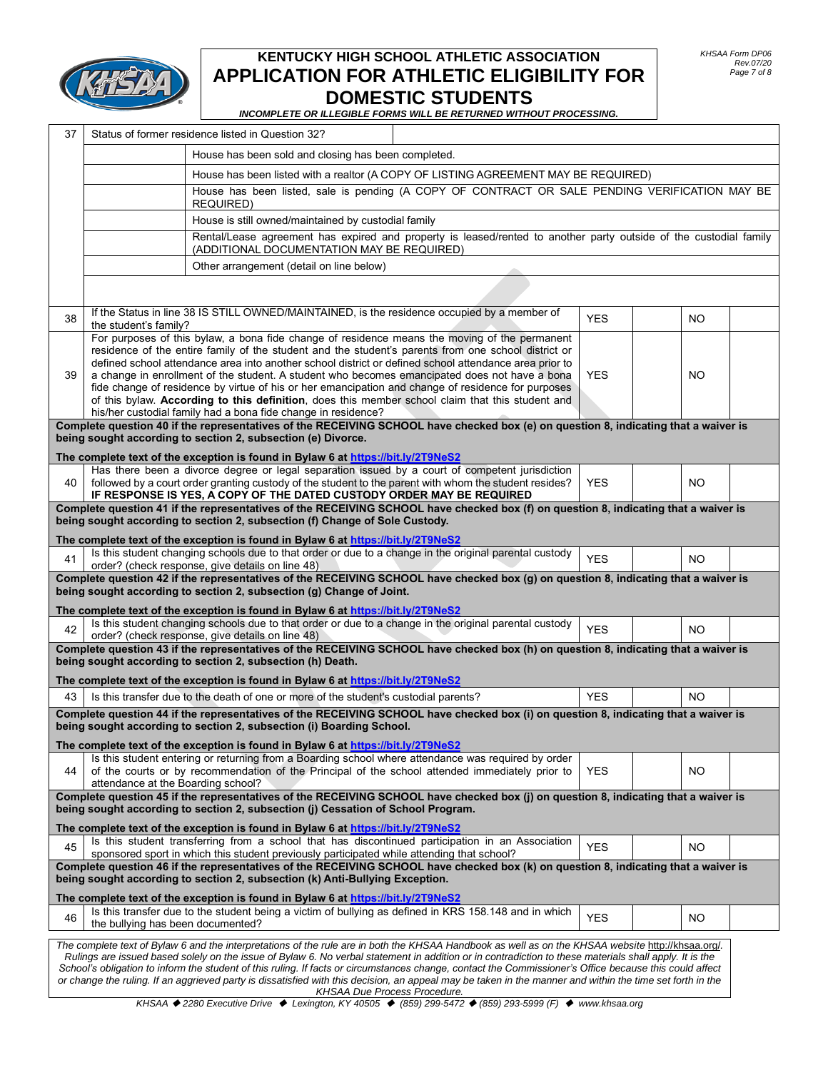# KENTUCKY HIGH SCHOOL ATHLETIC ASSOCIATION
## APPLICATION FOR ATHLETIC ELIGIBILITY FOR DOMESTIC STUDENTS

*INCOMPLETE OR ILLEGIBLE FORMS WILL BE RETURNED WITHOUT PROCESSING.*

KHSAA Form DP06
Rev.07/20

| | | | | | | |
|---|---|---|---|---|---|---|
| 37 | Status of former residence listed in Question 32? | | | | | |
| | | House has been sold and closing has been completed. | | | | |
| | | House has been listed with a realtor (A COPY OF LISTING AGREEMENT MAY BE REQUIRED) | | | | |
| | | House has been listed, sale is pending (A COPY OF CONTRACT OR SALE PENDING VERIFICATION MAY BE REQUIRED) | | | | |
| | | House is still owned/maintained by custodial family | | | | |
| | | Rental/Lease agreement has expired and property is leased/rented to another party outside of the custodial family (ADDITIONAL DOCUMENTATION MAY BE REQUIRED) | | | | |
| | | Other arrangement (detail on line below) | | | | |
| | | | | | | |
| 38 | If the Status in line 38 IS STILL OWNED/MAINTAINED, is the residence occupied by a member of the student's family? | | YES | | NO | |
| 39 | For purposes of this bylaw, a bona fide change of residence means the moving of the permanent residence of the entire family of the student and the student's parents from one school district or defined school attendance area into another school district or defined school attendance area prior to a change in enrollment of the student. A student who becomes emancipated does not have a bona fide change of residence by virtue of his or her emancipation and change of residence for purposes of this bylaw. **According to this definition**, does this member school claim that this student and his/her custodial family had a bona fide change in residence? | | YES | | NO | |

**Complete question 40 if the representatives of the RECEIVING SCHOOL have checked box (e) on question 8, indicating that a waiver is being sought according to section 2, subsection (e) Divorce.**

**The complete text of the exception is found in Bylaw 6 at https://bit.ly/2T9NeS2**

| | | | | | |
|---|---|---|---|---|---|
| 40 | Has there been a divorce degree or legal separation issued by a court of competent jurisdiction followed by a court order granting custody of the student to the parent with whom the student resides? **IF RESPONSE IS YES, A COPY OF THE DATED CUSTODY ORDER MAY BE REQUIRED** | YES | | NO | |

**Complete question 41 if the representatives of the RECEIVING SCHOOL have checked box (f) on question 8, indicating that a waiver is being sought according to section 2, subsection (f) Change of Sole Custody.**

**The complete text of the exception is found in Bylaw 6 at https://bit.ly/2T9NeS2**

| | | | | | |
|---|---|---|---|---|---|
| 41 | Is this student changing schools due to that order or due to a change in the original parental custody order? (check response, give details on line 48) | YES | | NO | |

**Complete question 42 if the representatives of the RECEIVING SCHOOL have checked box (g) on question 8, indicating that a waiver is being sought according to section 2, subsection (g) Change of Joint.**

**The complete text of the exception is found in Bylaw 6 at https://bit.ly/2T9NeS2**

| | | | | | |
|---|---|---|---|---|---|
| 42 | Is this student changing schools due to that order or due to a change in the original parental custody order? (check response, give details on line 48) | YES | | NO | |

**Complete question 43 if the representatives of the RECEIVING SCHOOL have checked box (h) on question 8, indicating that a waiver is being sought according to section 2, subsection (h) Death.**

**The complete text of the exception is found in Bylaw 6 at https://bit.ly/2T9NeS2**

| | | | | | |
|---|---|---|---|---|---|
| 43 | Is this transfer due to the death of one or more of the student's custodial parents? | YES | | NO | |

**Complete question 44 if the representatives of the RECEIVING SCHOOL have checked box (i) on question 8, indicating that a waiver is being sought according to section 2, subsection (i) Boarding School.**

**The complete text of the exception is found in Bylaw 6 at https://bit.ly/2T9NeS2**

| | | | | | |
|---|---|---|---|---|---|
| 44 | Is this student entering or returning from a Boarding school where attendance was required by order of the courts or by recommendation of the Principal of the school attended immediately prior to attendance at the Boarding school? | YES | | NO | |

**Complete question 45 if the representatives of the RECEIVING SCHOOL have checked box (j) on question 8, indicating that a waiver is being sought according to section 2, subsection (j) Cessation of School Program.**

**The complete text of the exception is found in Bylaw 6 at https://bit.ly/2T9NeS2**

| | | | | | |
|---|---|---|---|---|---|
| 45 | Is this student transferring from a school that has discontinued participation in an Association sponsored sport in which this student previously participated while attending that school? | YES | | NO | |

**Complete question 46 if the representatives of the RECEIVING SCHOOL have checked box (k) on question 8, indicating that a waiver is being sought according to section 2, subsection (k) Anti-Bullying Exception.**

**The complete text of the exception is found in Bylaw 6 at https://bit.ly/2T9NeS2**

| | | | | | |
|---|---|---|---|---|---|
| 46 | Is this transfer due to the student being a victim of bullying as defined in KRS 158.148 and in which the bullying has been documented? | YES | | NO | |

*The complete text of Bylaw 6 and the interpretations of the rule are in both the KHSAA Handbook as well as on the KHSAA website http://khsaa.org/. Rulings are issued based solely on the issue of Bylaw 6. No verbal statement in addition or in contradiction to these materials shall apply. It is the School's obligation to inform the student of this ruling. If facts or circumstances change, contact the Commissioner's Office because this could affect or change the ruling. If an aggrieved party is dissatisfied with this decision, an appeal may be taken in the manner and within the time set forth in the KHSAA Due Process Procedure.*

*KHSAA ◆ 2280 Executive Drive ◆ Lexington, KY 40505 ◆ (859) 299-5472 ◆ (859) 293-5999 (F) ◆ www.khsaa.org*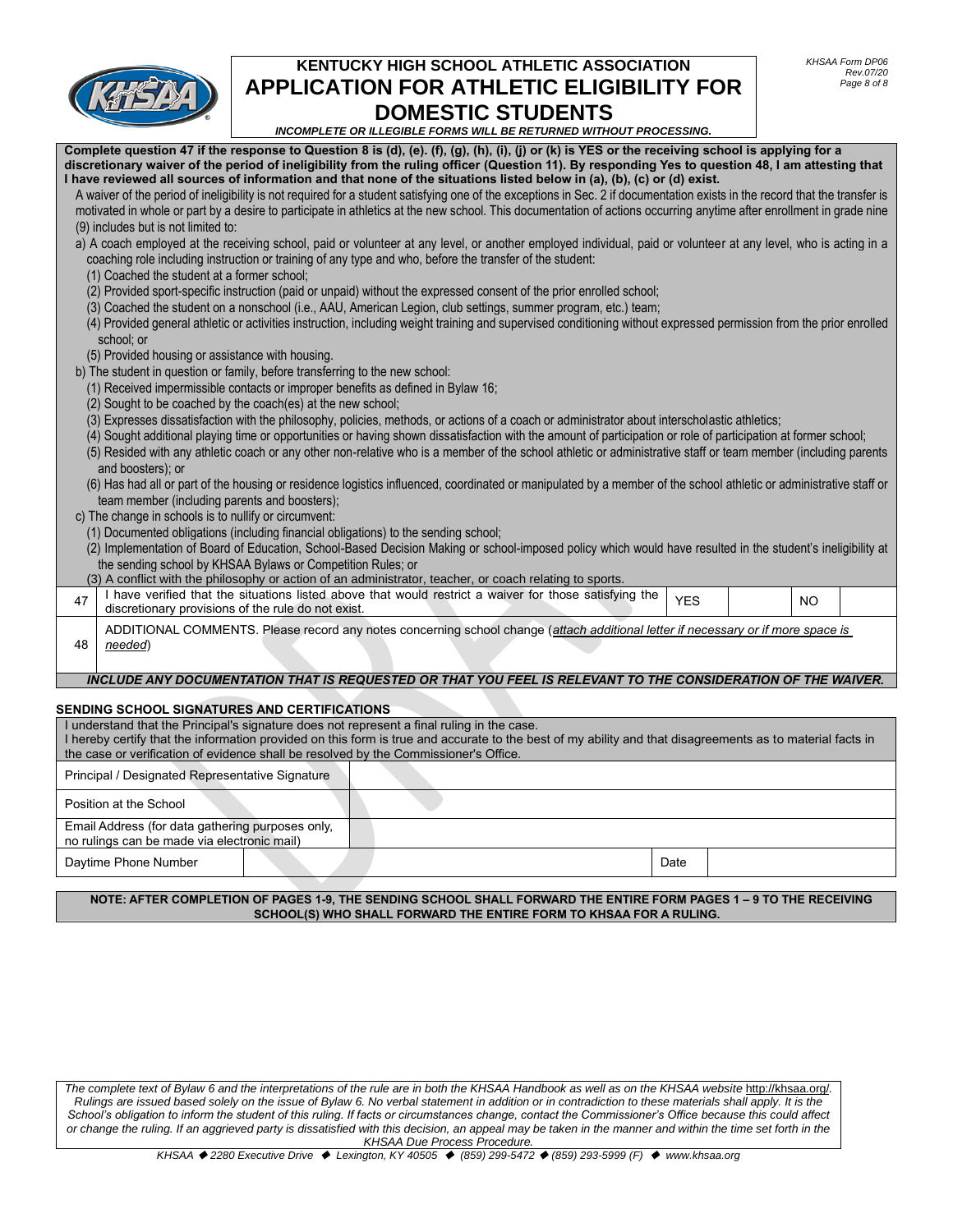# KENTUCKY HIGH SCHOOL ATHLETIC ASSOCIATION
# APPLICATION FOR ATHLETIC ELIGIBILITY FOR DOMESTIC STUDENTS

*INCOMPLETE OR ILLEGIBLE FORMS WILL BE RETURNED WITHOUT PROCESSING.*

KHSAA Form DP06
Rev.07/20

**Complete question 47 if the response to Question 8 is (d), (e). (f), (g), (h), (i), (j) or (k) is YES or the receiving school is applying for a discretionary waiver of the period of ineligibility from the ruling officer (Question 11). By responding Yes to question 48, I am attesting that I have reviewed all sources of information and that none of the situations listed below in (a), (b), (c) or (d) exist.**

A waiver of the period of ineligibility is not required for a student satisfying one of the exceptions in Sec. 2 if documentation exists in the record that the transfer is motivated in whole or part by a desire to participate in athletics at the new school. This documentation of actions occurring anytime after enrollment in grade nine (9) includes but is not limited to:

a) A coach employed at the receiving school, paid or volunteer at any level, or another employed individual, paid or volunteer at any level, who is acting in a coaching role including instruction or training of any type and who, before the transfer of the student:
   (1) Coached the student at a former school;
   (2) Provided sport-specific instruction (paid or unpaid) without the expressed consent of the prior enrolled school;
   (3) Coached the student on a nonschool (i.e., AAU, American Legion, club settings, summer program, etc.) team;
   (4) Provided general athletic or activities instruction, including weight training and supervised conditioning without expressed permission from the prior enrolled school; or
   (5) Provided housing or assistance with housing.

b) The student in question or family, before transferring to the new school:
   (1) Received impermissible contacts or improper benefits as defined in Bylaw 16;
   (2) Sought to be coached by the coach(es) at the new school;
   (3) Expresses dissatisfaction with the philosophy, policies, methods, or actions of a coach or administrator about interscholastic athletics;
   (4) Sought additional playing time or opportunities or having shown dissatisfaction with the amount of participation or role of participation at former school;
   (5) Resided with any athletic coach or any other non-relative who is a member of the school athletic or administrative staff or team member (including parents and boosters); or
   (6) Has had all or part of the housing or residence logistics influenced, coordinated or manipulated by a member of the school athletic or administrative staff or team member (including parents and boosters);

c) The change in schools is to nullify or circumvent:
   (1) Documented obligations (including financial obligations) to the sending school;
   (2) Implementation of Board of Education, School-Based Decision Making or school-imposed policy which would have resulted in the student's ineligibility at the sending school by KHSAA Bylaws or Competition Rules; or
   (3) A conflict with the philosophy or action of an administrator, teacher, or coach relating to sports.

| | | | | | |
|---|---|---|---|---|---|
| 47 | I have verified that the situations listed above that would restrict a waiver for those satisfying the discretionary provisions of the rule do not exist. | YES | | NO | |
| 48 | ADDITIONAL COMMENTS. Please record any notes concerning school change (*attach additional letter if necessary or if more space is needed*) | | | | |

***INCLUDE ANY DOCUMENTATION THAT IS REQUESTED OR THAT YOU FEEL IS RELEVANT TO THE CONSIDERATION OF THE WAIVER.***

## SENDING SCHOOL SIGNATURES AND CERTIFICATIONS

I understand that the Principal's signature does not represent a final ruling in the case.
I hereby certify that the information provided on this form is true and accurate to the best of my ability and that disagreements as to material facts in the case or verification of evidence shall be resolved by the Commissioner's Office.

| | | | |
|---|---|---|---|
| Principal / Designated Representative Signature | | | |
| Position at the School | | | |
| Email Address (for data gathering purposes only, no rulings can be made via electronic mail) | | | |
| Daytime Phone Number | | Date | |

**NOTE: AFTER COMPLETION OF PAGES 1-9, THE SENDING SCHOOL SHALL FORWARD THE ENTIRE FORM PAGES 1 – 9 TO THE RECEIVING SCHOOL(S) WHO SHALL FORWARD THE ENTIRE FORM TO KHSAA FOR A RULING.**

*The complete text of Bylaw 6 and the interpretations of the rule are in both the KHSAA Handbook as well as on the KHSAA website http://khsaa.org/. Rulings are issued based solely on the issue of Bylaw 6. No verbal statement in addition or in contradiction to these materials shall apply. It is the School's obligation to inform the student of this ruling. If facts or circumstances change, contact the Commissioner's Office because this could affect or change the ruling. If an aggrieved party is dissatisfied with this decision, an appeal may be taken in the manner and within the time set forth in the KHSAA Due Process Procedure.*

*KHSAA ◆ 2280 Executive Drive ◆ Lexington, KY 40505 ◆ (859) 299-5472 ◆ (859) 293-5999 (F) ◆ www.khsaa.org*